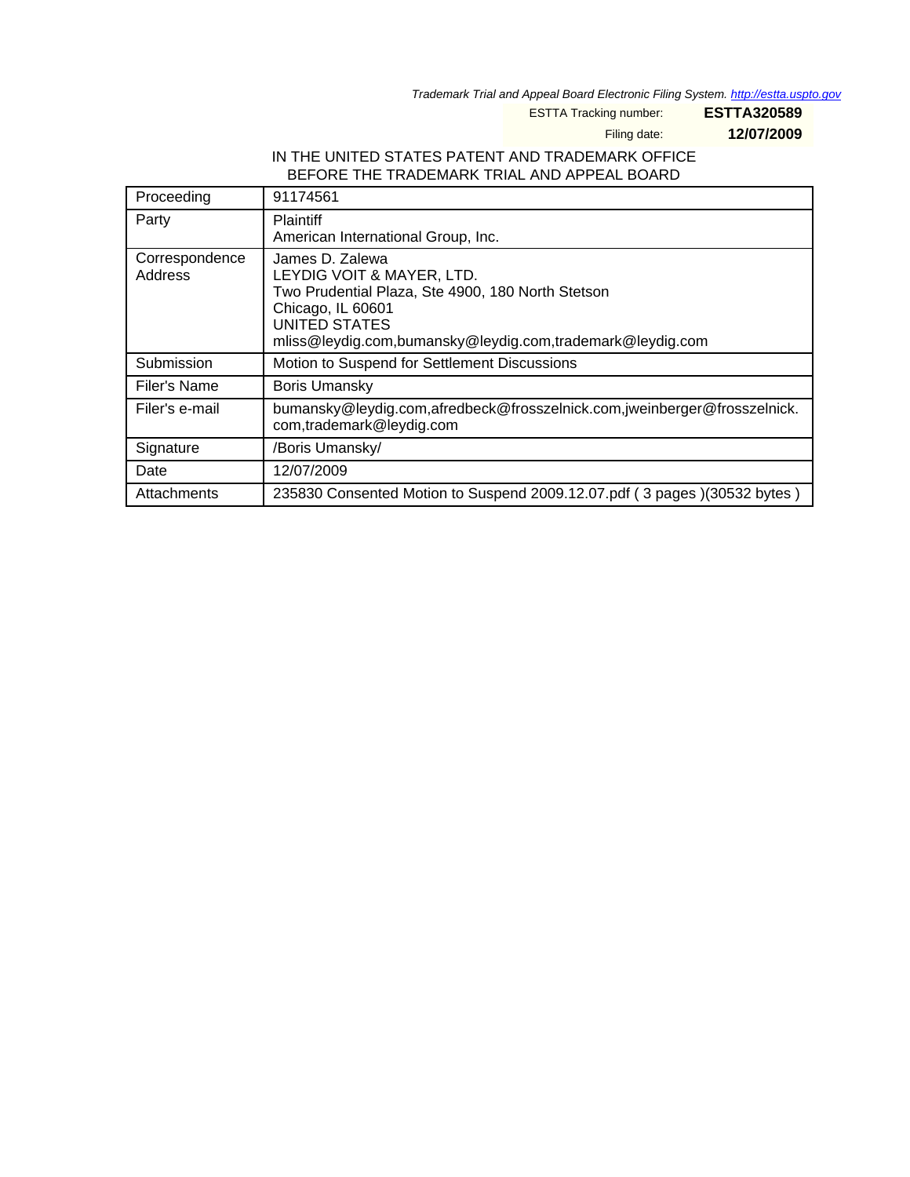*Trademark Trial and Appeal Board Electronic Filing System. http://estta.uspto.gov*

ESTTA Tracking number: **ESTTA320589**

Filing date: **12/07/2009**

IN THE UNITED STATES PATENT AND TRADEMARK OFFICE
BEFORE THE TRADEMARK TRIAL AND APPEAL BOARD

| Proceeding | 91174561 |
|---|---|
| Party | Plaintiff<br>American International Group, Inc. |
| Correspondence Address | James D. Zalewa<br>LEYDIG VOIT & MAYER, LTD.<br>Two Prudential Plaza, Ste 4900, 180 North Stetson<br>Chicago, IL 60601<br>UNITED STATES<br>mliss@leydig.com,bumansky@leydig.com,trademark@leydig.com |
| Submission | Motion to Suspend for Settlement Discussions |
| Filer's Name | Boris Umansky |
| Filer's e-mail | bumansky@leydig.com,afredbeck@frosszelnick.com,jweinberger@frosszelnick.com,trademark@leydig.com |
| Signature | /Boris Umansky/ |
| Date | 12/07/2009 |
| Attachments | 235830 Consented Motion to Suspend 2009.12.07.pdf ( 3 pages )(30532 bytes ) |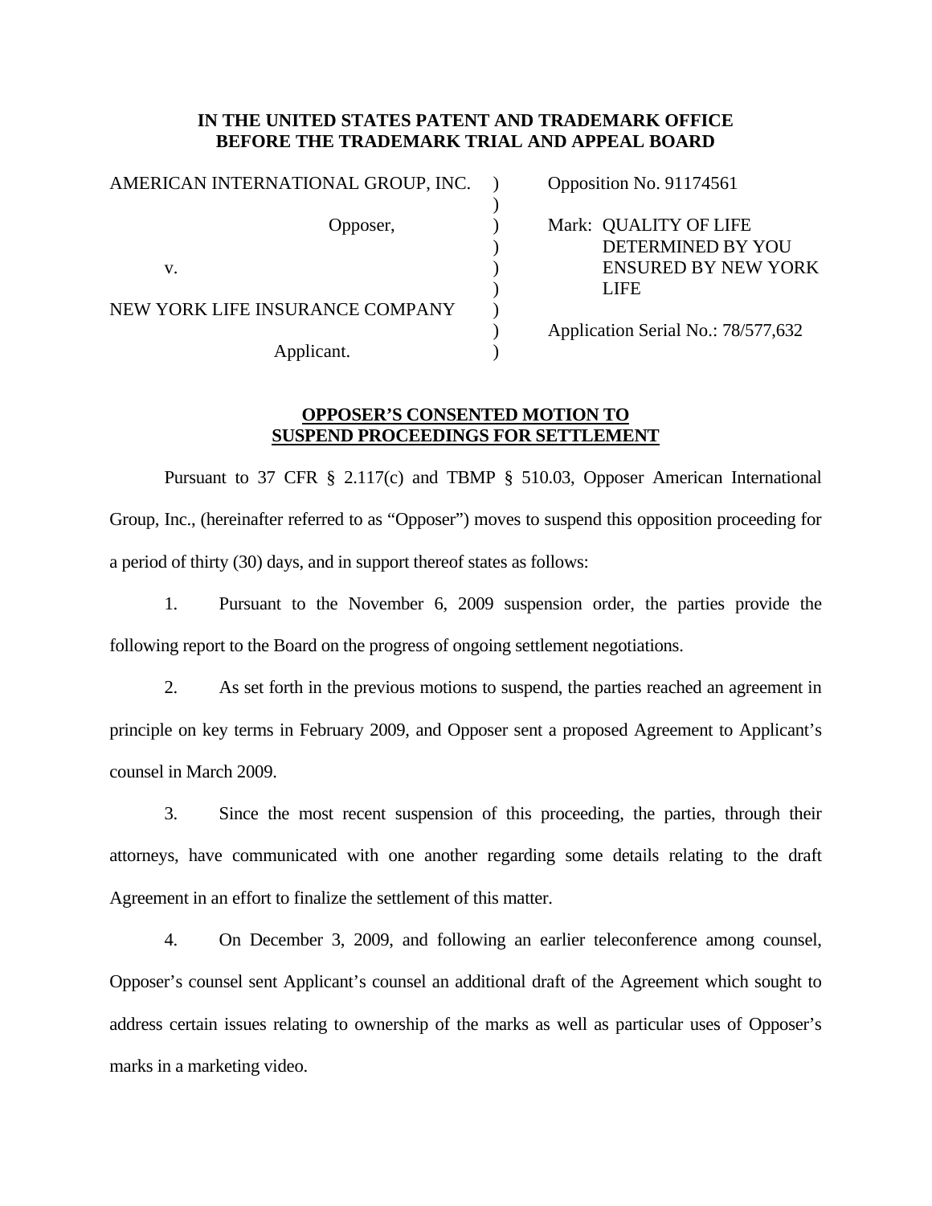**IN THE UNITED STATES PATENT AND TRADEMARK OFFICE**
**BEFORE THE TRADEMARK TRIAL AND APPEAL BOARD**

| | | |
|---|---|---|
| AMERICAN INTERNATIONAL GROUP, INC. | ) | Opposition No. 91174561 |
| | ) | |
| Opposer, | ) | Mark: QUALITY OF LIFE DETERMINED BY YOU ENSURED BY NEW YORK LIFE |
| | ) | |
| v. | ) | |
| | ) | |
| NEW YORK LIFE INSURANCE COMPANY | ) | |
| | ) | Application Serial No.: 78/577,632 |
| Applicant. | ) | |

**OPPOSER'S CONSENTED MOTION TO SUSPEND PROCEEDINGS FOR SETTLEMENT**

Pursuant to 37 CFR § 2.117(c) and TBMP § 510.03, Opposer American International Group, Inc., (hereinafter referred to as "Opposer") moves to suspend this opposition proceeding for a period of thirty (30) days, and in support thereof states as follows:

1. Pursuant to the November 6, 2009 suspension order, the parties provide the following report to the Board on the progress of ongoing settlement negotiations.

2. As set forth in the previous motions to suspend, the parties reached an agreement in principle on key terms in February 2009, and Opposer sent a proposed Agreement to Applicant's counsel in March 2009.

3. Since the most recent suspension of this proceeding, the parties, through their attorneys, have communicated with one another regarding some details relating to the draft Agreement in an effort to finalize the settlement of this matter.

4. On December 3, 2009, and following an earlier teleconference among counsel, Opposer's counsel sent Applicant's counsel an additional draft of the Agreement which sought to address certain issues relating to ownership of the marks as well as particular uses of Opposer's marks in a marketing video.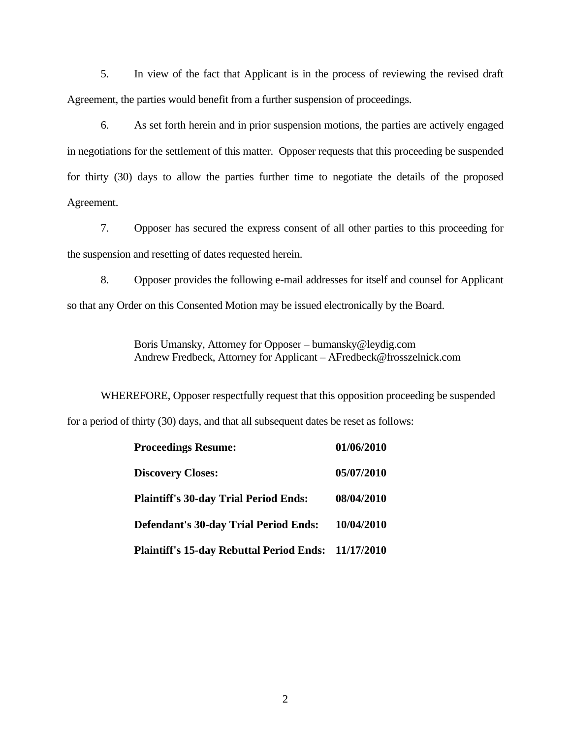5. In view of the fact that Applicant is in the process of reviewing the revised draft Agreement, the parties would benefit from a further suspension of proceedings.

6. As set forth herein and in prior suspension motions, the parties are actively engaged in negotiations for the settlement of this matter. Opposer requests that this proceeding be suspended for thirty (30) days to allow the parties further time to negotiate the details of the proposed Agreement.

7. Opposer has secured the express consent of all other parties to this proceeding for the suspension and resetting of dates requested herein.

8. Opposer provides the following e-mail addresses for itself and counsel for Applicant so that any Order on this Consented Motion may be issued electronically by the Board.

> Boris Umansky, Attorney for Opposer – bumansky@leydig.com
> Andrew Fredbeck, Attorney for Applicant – AFredbeck@frosszelnick.com

WHEREFORE, Opposer respectfully request that this opposition proceeding be suspended for a period of thirty (30) days, and that all subsequent dates be reset as follows:

| | |
|---|---|
| **Proceedings Resume:** | **01/06/2010** |
| **Discovery Closes:** | **05/07/2010** |
| **Plaintiff's 30-day Trial Period Ends:** | **08/04/2010** |
| **Defendant's 30-day Trial Period Ends:** | **10/04/2010** |
| **Plaintiff's 15-day Rebuttal Period Ends:** | **11/17/2010** |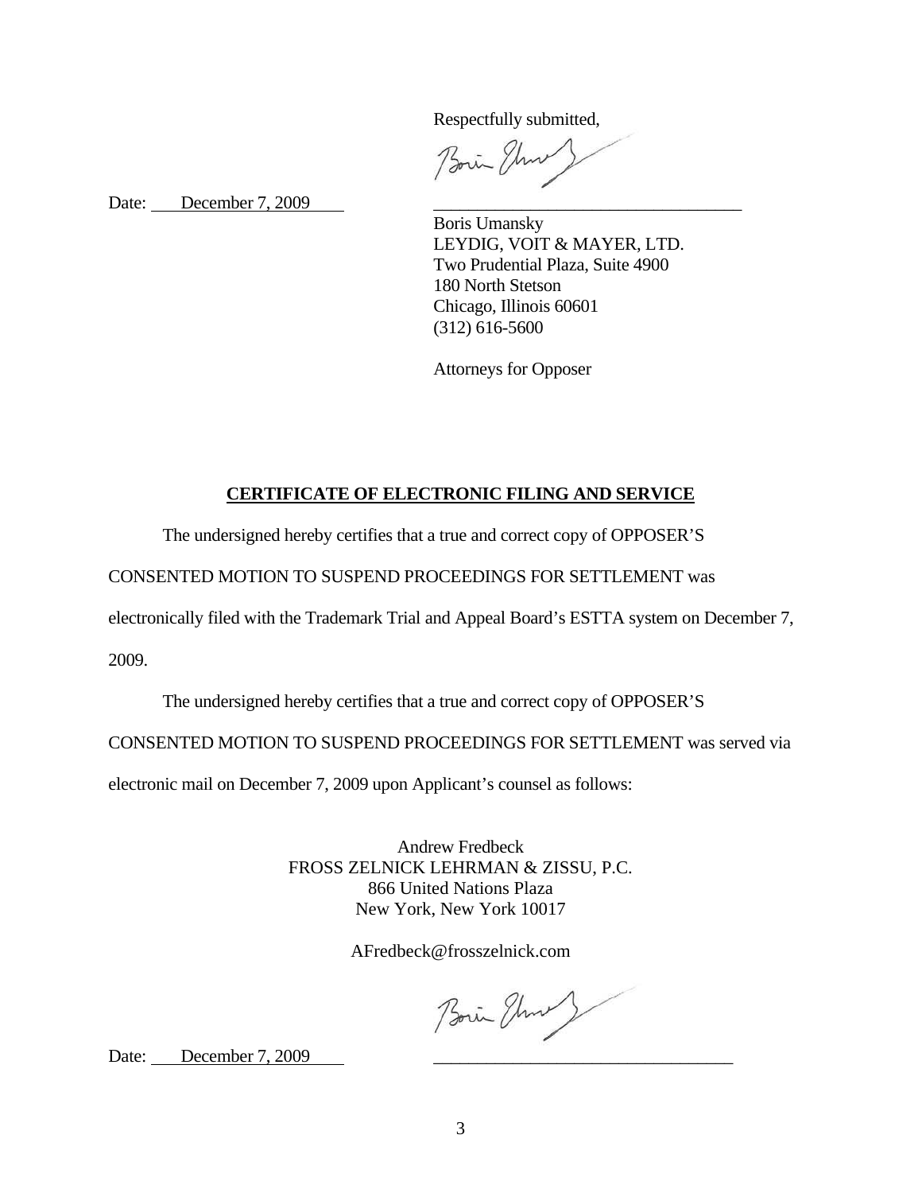Respectfully submitted,

Date: December 7, 2009

_________________________________

Boris Umansky
LEYDIG, VOIT & MAYER, LTD.
Two Prudential Plaza, Suite 4900
180 North Stetson
Chicago, Illinois 60601
(312) 616-5600

Attorneys for Opposer

**CERTIFICATE OF ELECTRONIC FILING AND SERVICE**

The undersigned hereby certifies that a true and correct copy of OPPOSER'S CONSENTED MOTION TO SUSPEND PROCEEDINGS FOR SETTLEMENT was electronically filed with the Trademark Trial and Appeal Board's ESTTA system on December 7, 2009.

The undersigned hereby certifies that a true and correct copy of OPPOSER'S CONSENTED MOTION TO SUSPEND PROCEEDINGS FOR SETTLEMENT was served via electronic mail on December 7, 2009 upon Applicant's counsel as follows:

Andrew Fredbeck
FROSS ZELNICK LEHRMAN & ZISSU, P.C.
866 United Nations Plaza
New York, New York 10017

AFredbeck@frosszelnick.com

Date: December 7, 2009

_________________________________